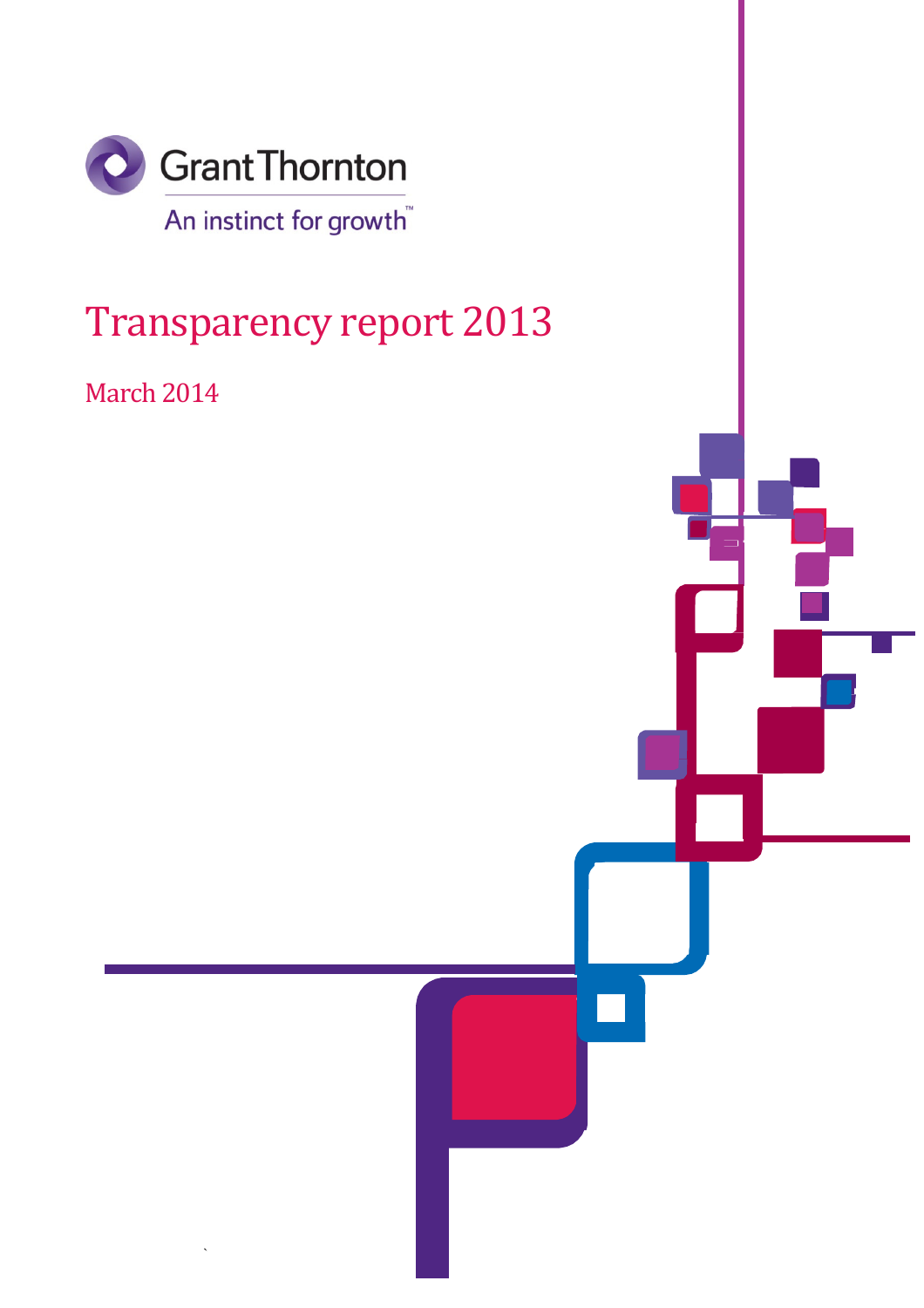Grant Thornton

An instinct for growth™

# Transparency report 2013

March 2014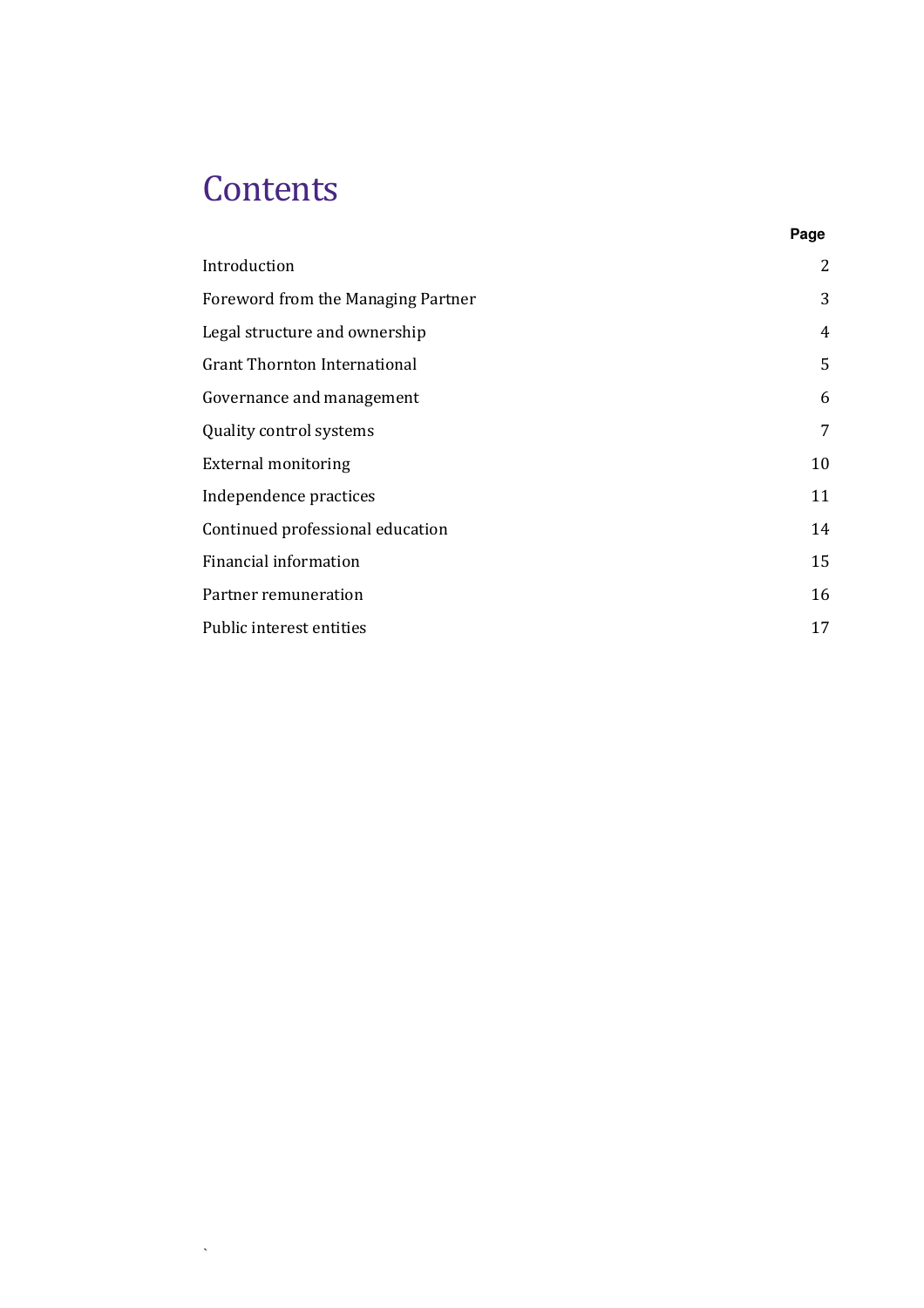# Contents

| | Page |
|---|---|
| Introduction | 2 |
| Foreword from the Managing Partner | 3 |
| Legal structure and ownership | 4 |
| Grant Thornton International | 5 |
| Governance and management | 6 |
| Quality control systems | 7 |
| External monitoring | 10 |
| Independence practices | 11 |
| Continued professional education | 14 |
| Financial information | 15 |
| Partner remuneration | 16 |
| Public interest entities | 17 |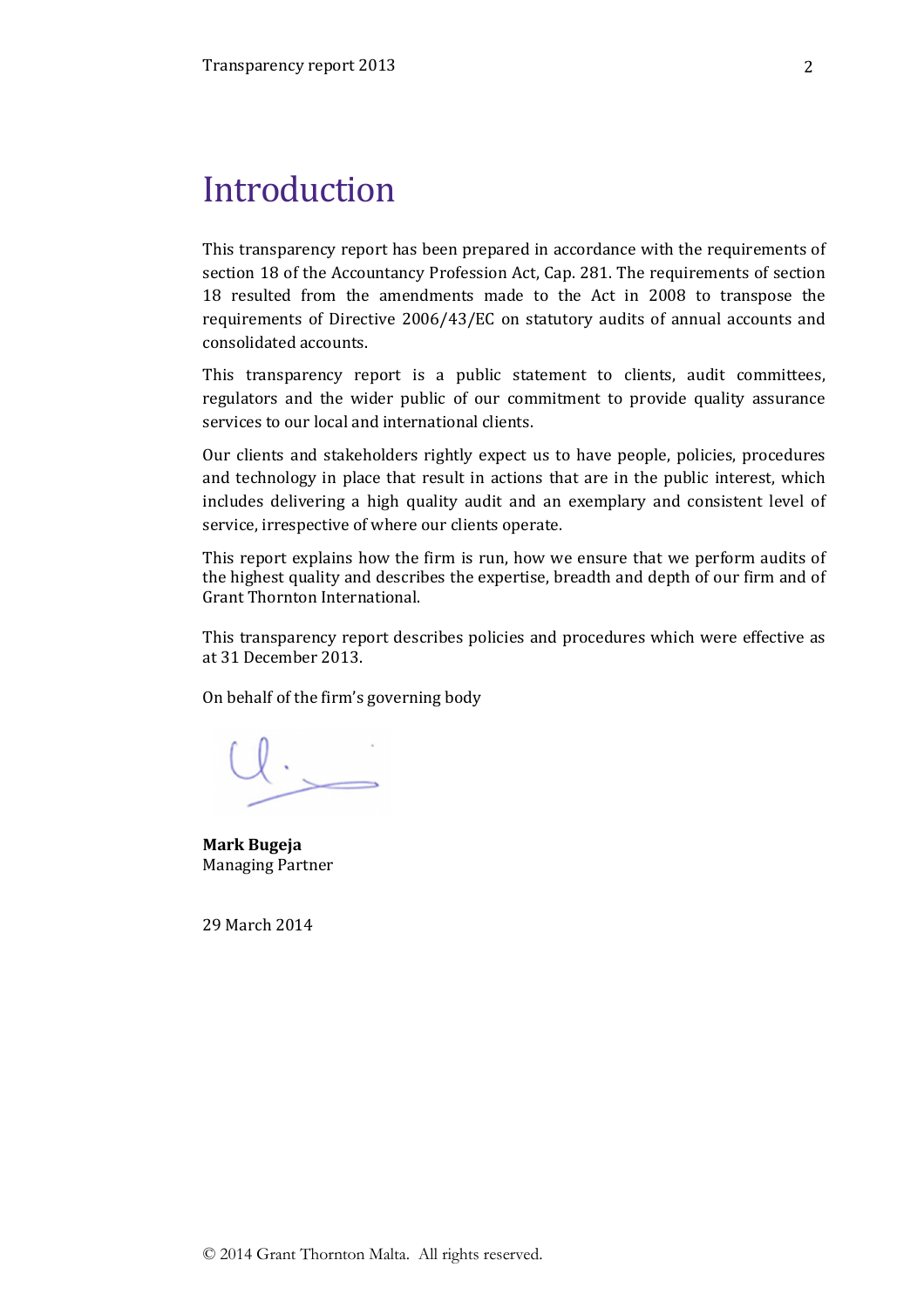# Introduction

This transparency report has been prepared in accordance with the requirements of section 18 of the Accountancy Profession Act, Cap. 281. The requirements of section 18 resulted from the amendments made to the Act in 2008 to transpose the requirements of Directive 2006/43/EC on statutory audits of annual accounts and consolidated accounts.

This transparency report is a public statement to clients, audit committees, regulators and the wider public of our commitment to provide quality assurance services to our local and international clients.

Our clients and stakeholders rightly expect us to have people, policies, procedures and technology in place that result in actions that are in the public interest, which includes delivering a high quality audit and an exemplary and consistent level of service, irrespective of where our clients operate.

This report explains how the firm is run, how we ensure that we perform audits of the highest quality and describes the expertise, breadth and depth of our firm and of Grant Thornton International.

This transparency report describes policies and procedures which were effective as at 31 December 2013.

On behalf of the firm's governing body

**Mark Bugeja**
Managing Partner

29 March 2014

© 2014 Grant Thornton Malta. All rights reserved.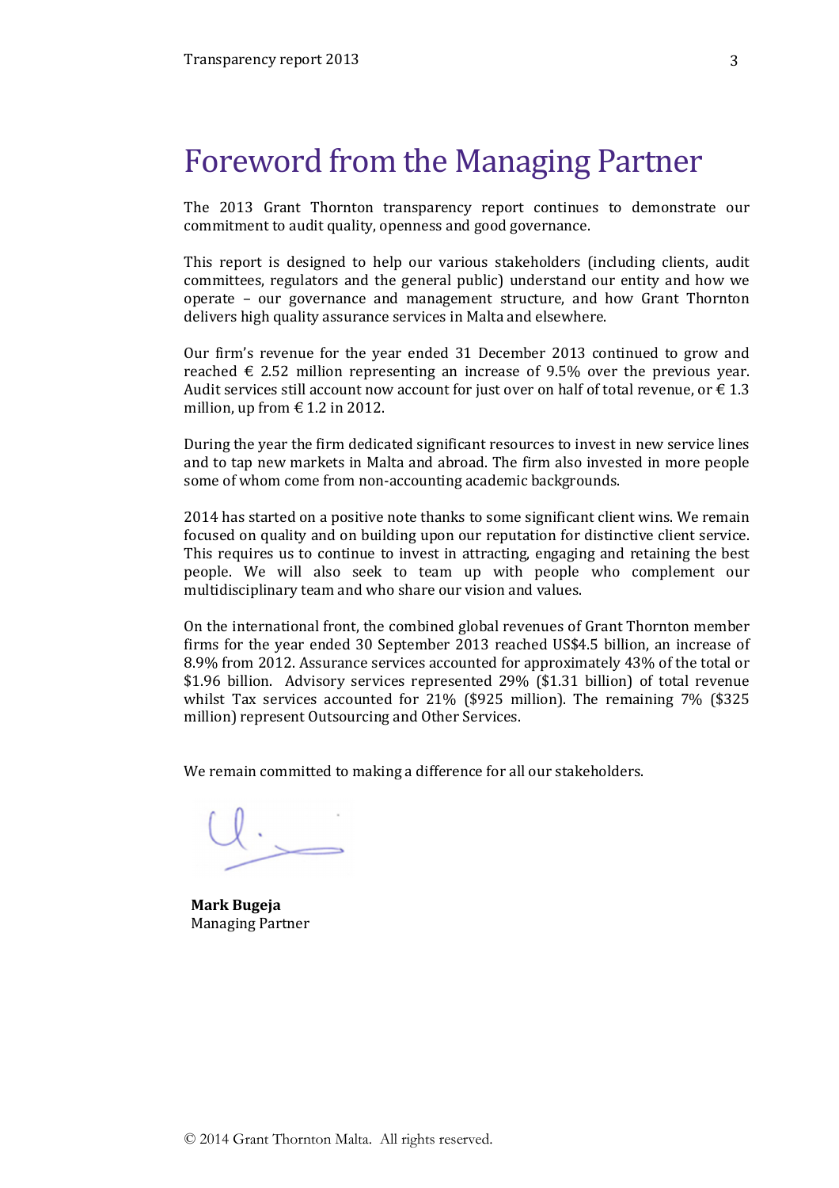# Foreword from the Managing Partner

The 2013 Grant Thornton transparency report continues to demonstrate our commitment to audit quality, openness and good governance.

This report is designed to help our various stakeholders (including clients, audit committees, regulators and the general public) understand our entity and how we operate – our governance and management structure, and how Grant Thornton delivers high quality assurance services in Malta and elsewhere.

Our firm's revenue for the year ended 31 December 2013 continued to grow and reached € 2.52 million representing an increase of 9.5% over the previous year. Audit services still account now account for just over on half of total revenue, or € 1.3 million, up from € 1.2 in 2012.

During the year the firm dedicated significant resources to invest in new service lines and to tap new markets in Malta and abroad. The firm also invested in more people some of whom come from non-accounting academic backgrounds.

2014 has started on a positive note thanks to some significant client wins. We remain focused on quality and on building upon our reputation for distinctive client service. This requires us to continue to invest in attracting, engaging and retaining the best people. We will also seek to team up with people who complement our multidisciplinary team and who share our vision and values.

On the international front, the combined global revenues of Grant Thornton member firms for the year ended 30 September 2013 reached US$4.5 billion, an increase of 8.9% from 2012. Assurance services accounted for approximately 43% of the total or $1.96 billion. Advisory services represented 29% ($1.31 billion) of total revenue whilst Tax services accounted for 21% ($925 million). The remaining 7% ($325 million) represent Outsourcing and Other Services.

We remain committed to making a difference for all our stakeholders.

**Mark Bugeja**
Managing Partner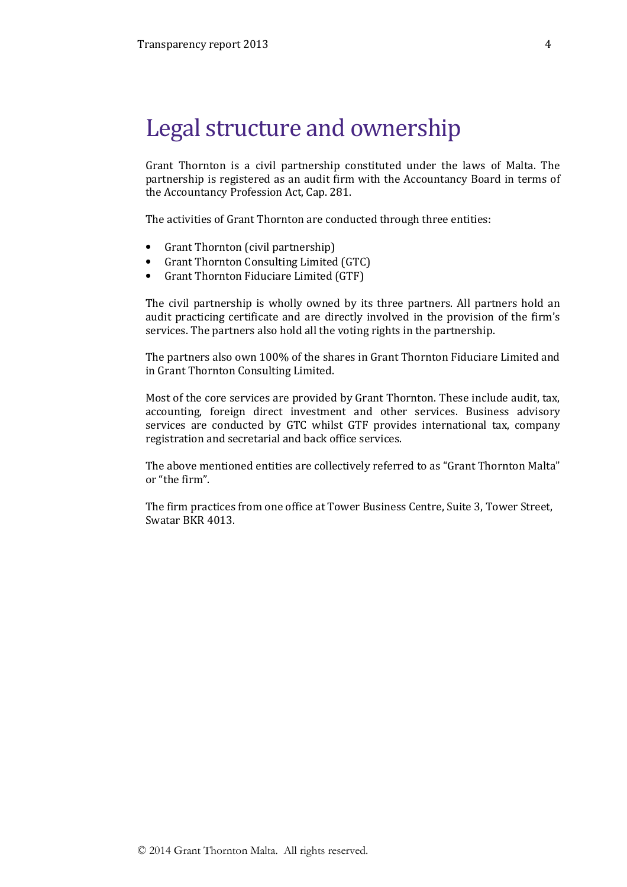# Legal structure and ownership

Grant Thornton is a civil partnership constituted under the laws of Malta. The partnership is registered as an audit firm with the Accountancy Board in terms of the Accountancy Profession Act, Cap. 281.

The activities of Grant Thornton are conducted through three entities:

- Grant Thornton (civil partnership)
- Grant Thornton Consulting Limited (GTC)
- Grant Thornton Fiduciare Limited (GTF)

The civil partnership is wholly owned by its three partners. All partners hold an audit practicing certificate and are directly involved in the provision of the firm's services. The partners also hold all the voting rights in the partnership.

The partners also own 100% of the shares in Grant Thornton Fiduciare Limited and in Grant Thornton Consulting Limited.

Most of the core services are provided by Grant Thornton. These include audit, tax, accounting, foreign direct investment and other services. Business advisory services are conducted by GTC whilst GTF provides international tax, company registration and secretarial and back office services.

The above mentioned entities are collectively referred to as "Grant Thornton Malta" or "the firm".

The firm practices from one office at Tower Business Centre, Suite 3, Tower Street, Swatar BKR 4013.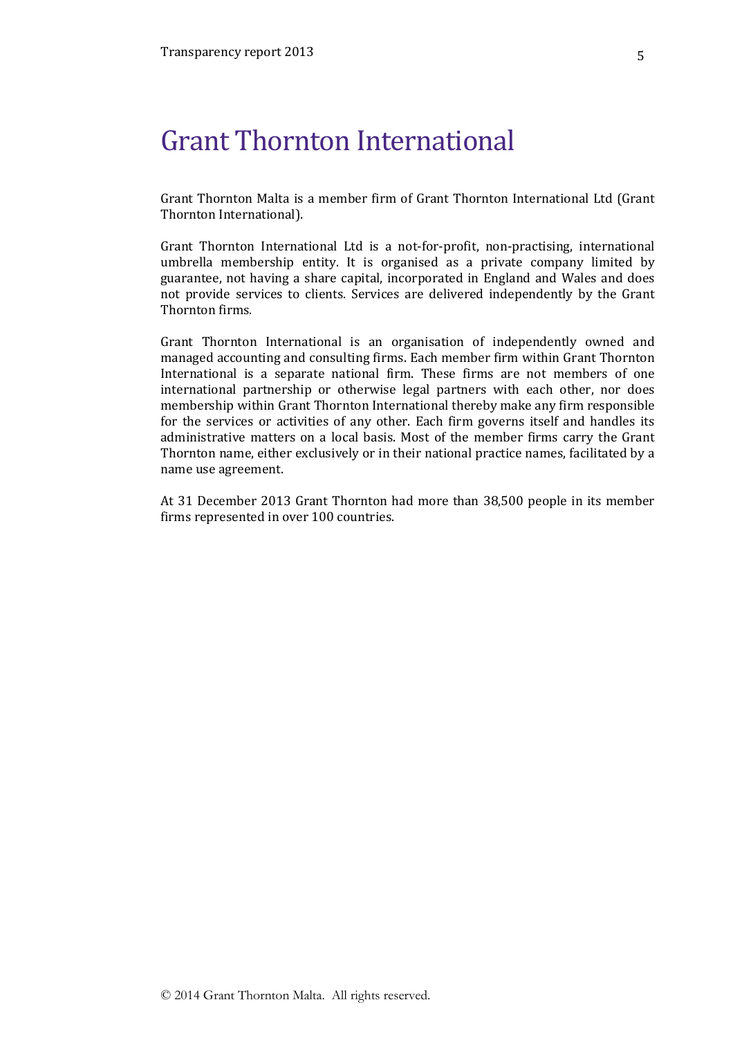# Grant Thornton International

Grant Thornton Malta is a member firm of Grant Thornton International Ltd (Grant Thornton International).

Grant Thornton International Ltd is a not-for-profit, non-practising, international umbrella membership entity. It is organised as a private company limited by guarantee, not having a share capital, incorporated in England and Wales and does not provide services to clients. Services are delivered independently by the Grant Thornton firms.

Grant Thornton International is an organisation of independently owned and managed accounting and consulting firms. Each member firm within Grant Thornton International is a separate national firm. These firms are not members of one international partnership or otherwise legal partners with each other, nor does membership within Grant Thornton International thereby make any firm responsible for the services or activities of any other. Each firm governs itself and handles its administrative matters on a local basis. Most of the member firms carry the Grant Thornton name, either exclusively or in their national practice names, facilitated by a name use agreement.

At 31 December 2013 Grant Thornton had more than 38,500 people in its member firms represented in over 100 countries.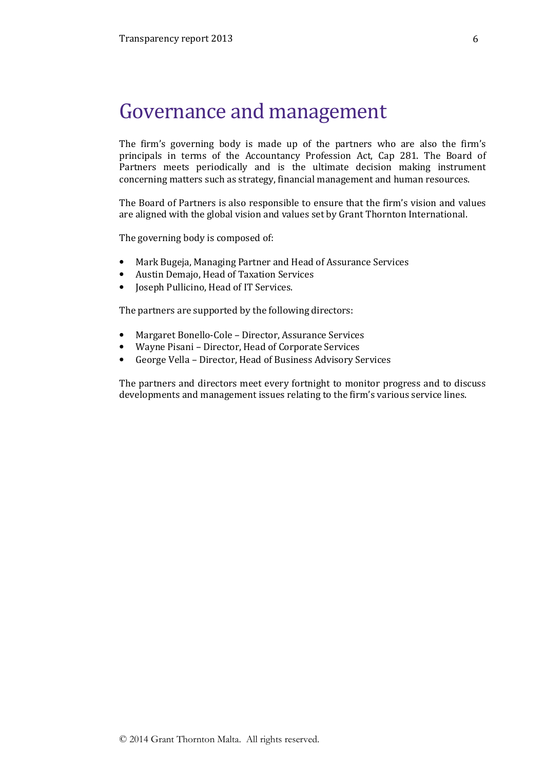# Governance and management

The firm's governing body is made up of the partners who are also the firm's principals in terms of the Accountancy Profession Act, Cap 281. The Board of Partners meets periodically and is the ultimate decision making instrument concerning matters such as strategy, financial management and human resources.

The Board of Partners is also responsible to ensure that the firm's vision and values are aligned with the global vision and values set by Grant Thornton International.

The governing body is composed of:

- Mark Bugeja, Managing Partner and Head of Assurance Services
- Austin Demajo, Head of Taxation Services
- Joseph Pullicino, Head of IT Services.

The partners are supported by the following directors:

- Margaret Bonello-Cole – Director, Assurance Services
- Wayne Pisani – Director, Head of Corporate Services
- George Vella – Director, Head of Business Advisory Services

The partners and directors meet every fortnight to monitor progress and to discuss developments and management issues relating to the firm's various service lines.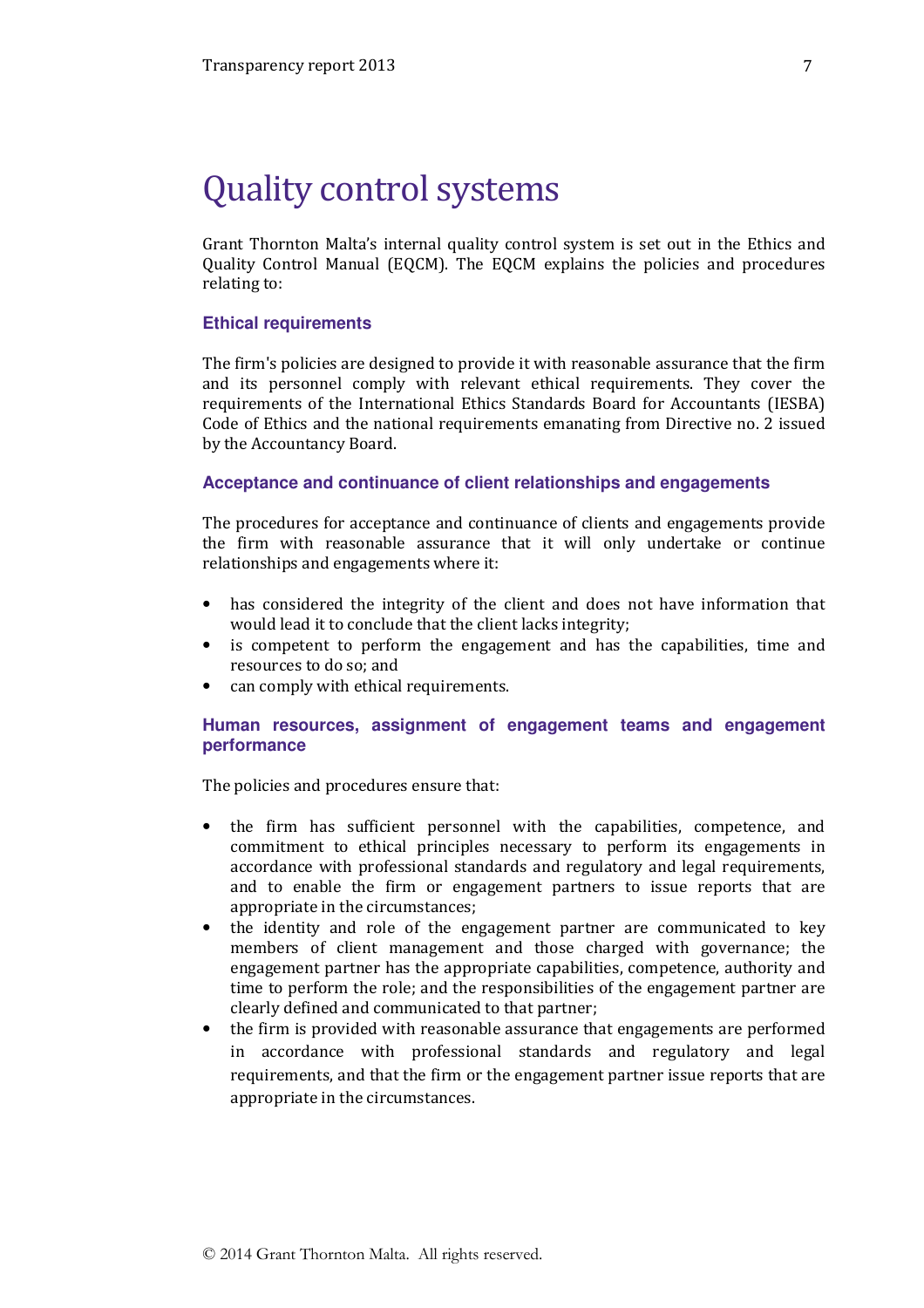// Quality control systems

Grant Thornton Malta's internal quality control system is set out in the Ethics and Quality Control Manual (EQCM). The EQCM explains the policies and procedures relating to:

## Ethical requirements

The firm's policies are designed to provide it with reasonable assurance that the firm and its personnel comply with relevant ethical requirements. They cover the requirements of the International Ethics Standards Board for Accountants (IESBA) Code of Ethics and the national requirements emanating from Directive no. 2 issued by the Accountancy Board.

## Acceptance and continuance of client relationships and engagements

The procedures for acceptance and continuance of clients and engagements provide the firm with reasonable assurance that it will only undertake or continue relationships and engagements where it:

- has considered the integrity of the client and does not have information that would lead it to conclude that the client lacks integrity;
- is competent to perform the engagement and has the capabilities, time and resources to do so; and
- can comply with ethical requirements.

## Human resources, assignment of engagement teams and engagement performance

The policies and procedures ensure that:

- the firm has sufficient personnel with the capabilities, competence, and commitment to ethical principles necessary to perform its engagements in accordance with professional standards and regulatory and legal requirements, and to enable the firm or engagement partners to issue reports that are appropriate in the circumstances;
- the identity and role of the engagement partner are communicated to key members of client management and those charged with governance; the engagement partner has the appropriate capabilities, competence, authority and time to perform the role; and the responsibilities of the engagement partner are clearly defined and communicated to that partner;
- the firm is provided with reasonable assurance that engagements are performed in accordance with professional standards and regulatory and legal requirements, and that the firm or the engagement partner issue reports that are appropriate in the circumstances.

# Quality control systems

Grant Thornton Malta's internal quality control system is set out in the Ethics and Quality Control Manual (EQCM). The EQCM explains the policies and procedures relating to:

## Ethical requirements

The firm's policies are designed to provide it with reasonable assurance that the firm and its personnel comply with relevant ethical requirements. They cover the requirements of the International Ethics Standards Board for Accountants (IESBA) Code of Ethics and the national requirements emanating from Directive no. 2 issued by the Accountancy Board.

## Acceptance and continuance of client relationships and engagements

The procedures for acceptance and continuance of clients and engagements provide the firm with reasonable assurance that it will only undertake or continue relationships and engagements where it:

- has considered the integrity of the client and does not have information that would lead it to conclude that the client lacks integrity;
- is competent to perform the engagement and has the capabilities, time and resources to do so; and
- can comply with ethical requirements.

## Human resources, assignment of engagement teams and engagement performance

The policies and procedures ensure that:

- the firm has sufficient personnel with the capabilities, competence, and commitment to ethical principles necessary to perform its engagements in accordance with professional standards and regulatory and legal requirements, and to enable the firm or engagement partners to issue reports that are appropriate in the circumstances;
- the identity and role of the engagement partner are communicated to key members of client management and those charged with governance; the engagement partner has the appropriate capabilities, competence, authority and time to perform the role; and the responsibilities of the engagement partner are clearly defined and communicated to that partner;
- the firm is provided with reasonable assurance that engagements are performed in accordance with professional standards and regulatory and legal requirements, and that the firm or the engagement partner issue reports that are appropriate in the circumstances.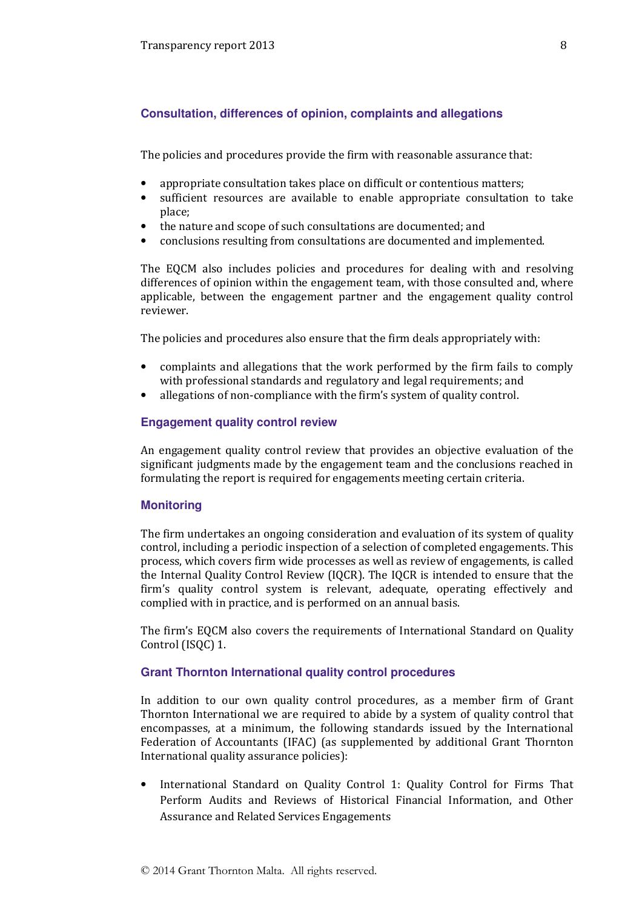### Consultation, differences of opinion, complaints and allegations

The policies and procedures provide the firm with reasonable assurance that:

- appropriate consultation takes place on difficult or contentious matters;
- sufficient resources are available to enable appropriate consultation to take place;
- the nature and scope of such consultations are documented; and
- conclusions resulting from consultations are documented and implemented.

The EQCM also includes policies and procedures for dealing with and resolving differences of opinion within the engagement team, with those consulted and, where applicable, between the engagement partner and the engagement quality control reviewer.

The policies and procedures also ensure that the firm deals appropriately with:

- complaints and allegations that the work performed by the firm fails to comply with professional standards and regulatory and legal requirements; and
- allegations of non-compliance with the firm's system of quality control.

### Engagement quality control review

An engagement quality control review that provides an objective evaluation of the significant judgments made by the engagement team and the conclusions reached in formulating the report is required for engagements meeting certain criteria.

### Monitoring

The firm undertakes an ongoing consideration and evaluation of its system of quality control, including a periodic inspection of a selection of completed engagements. This process, which covers firm wide processes as well as review of engagements, is called the Internal Quality Control Review (IQCR). The IQCR is intended to ensure that the firm's quality control system is relevant, adequate, operating effectively and complied with in practice, and is performed on an annual basis.

The firm's EQCM also covers the requirements of International Standard on Quality Control (ISQC) 1.

### Grant Thornton International quality control procedures

In addition to our own quality control procedures, as a member firm of Grant Thornton International we are required to abide by a system of quality control that encompasses, at a minimum, the following standards issued by the International Federation of Accountants (IFAC) (as supplemented by additional Grant Thornton International quality assurance policies):

- International Standard on Quality Control 1: Quality Control for Firms That Perform Audits and Reviews of Historical Financial Information, and Other Assurance and Related Services Engagements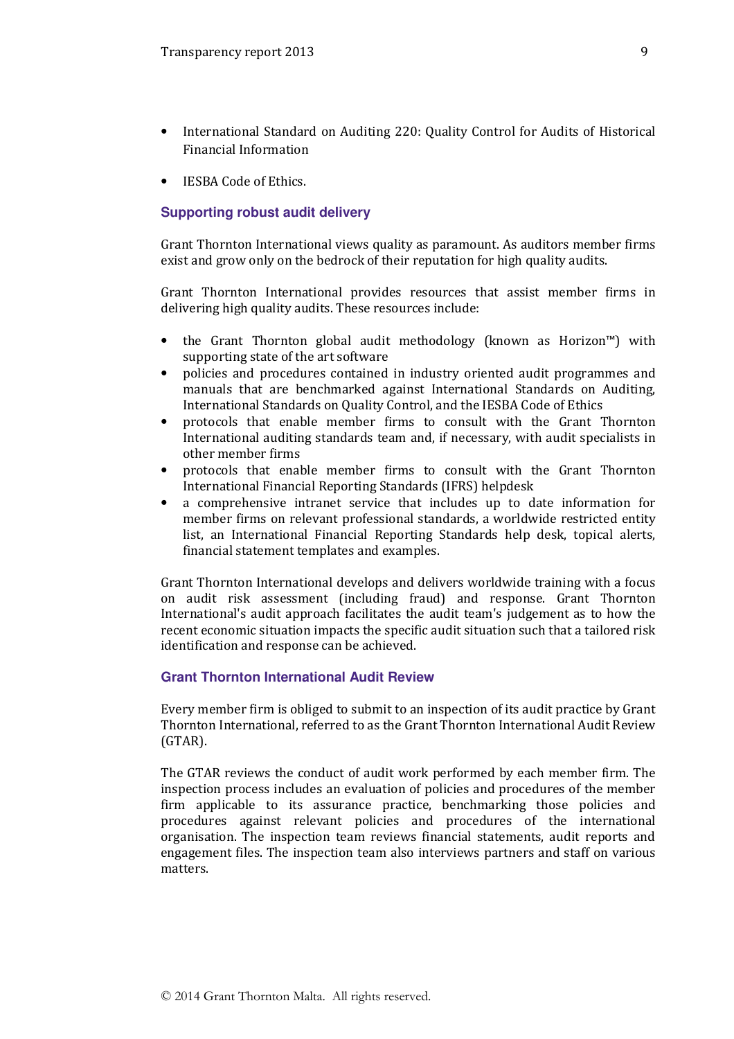- International Standard on Auditing 220: Quality Control for Audits of Historical Financial Information
- IESBA Code of Ethics.

### Supporting robust audit delivery

Grant Thornton International views quality as paramount. As auditors member firms exist and grow only on the bedrock of their reputation for high quality audits.

Grant Thornton International provides resources that assist member firms in delivering high quality audits. These resources include:

- the Grant Thornton global audit methodology (known as Horizon™) with supporting state of the art software
- policies and procedures contained in industry oriented audit programmes and manuals that are benchmarked against International Standards on Auditing, International Standards on Quality Control, and the IESBA Code of Ethics
- protocols that enable member firms to consult with the Grant Thornton International auditing standards team and, if necessary, with audit specialists in other member firms
- protocols that enable member firms to consult with the Grant Thornton International Financial Reporting Standards (IFRS) helpdesk
- a comprehensive intranet service that includes up to date information for member firms on relevant professional standards, a worldwide restricted entity list, an International Financial Reporting Standards help desk, topical alerts, financial statement templates and examples.

Grant Thornton International develops and delivers worldwide training with a focus on audit risk assessment (including fraud) and response. Grant Thornton International's audit approach facilitates the audit team's judgement as to how the recent economic situation impacts the specific audit situation such that a tailored risk identification and response can be achieved.

### Grant Thornton International Audit Review

Every member firm is obliged to submit to an inspection of its audit practice by Grant Thornton International, referred to as the Grant Thornton International Audit Review (GTAR).

The GTAR reviews the conduct of audit work performed by each member firm. The inspection process includes an evaluation of policies and procedures of the member firm applicable to its assurance practice, benchmarking those policies and procedures against relevant policies and procedures of the international organisation. The inspection team reviews financial statements, audit reports and engagement files. The inspection team also interviews partners and staff on various matters.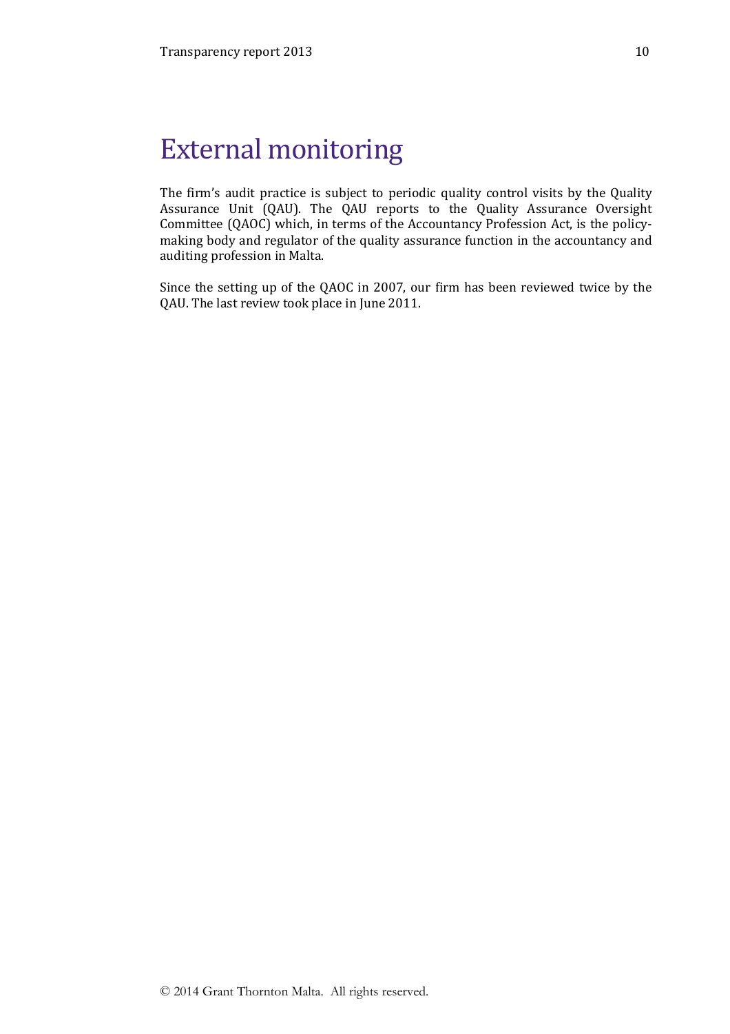# External monitoring

The firm's audit practice is subject to periodic quality control visits by the Quality Assurance Unit (QAU). The QAU reports to the Quality Assurance Oversight Committee (QAOC) which, in terms of the Accountancy Profession Act, is the policy-making body and regulator of the quality assurance function in the accountancy and auditing profession in Malta.

Since the setting up of the QAOC in 2007, our firm has been reviewed twice by the QAU. The last review took place in June 2011.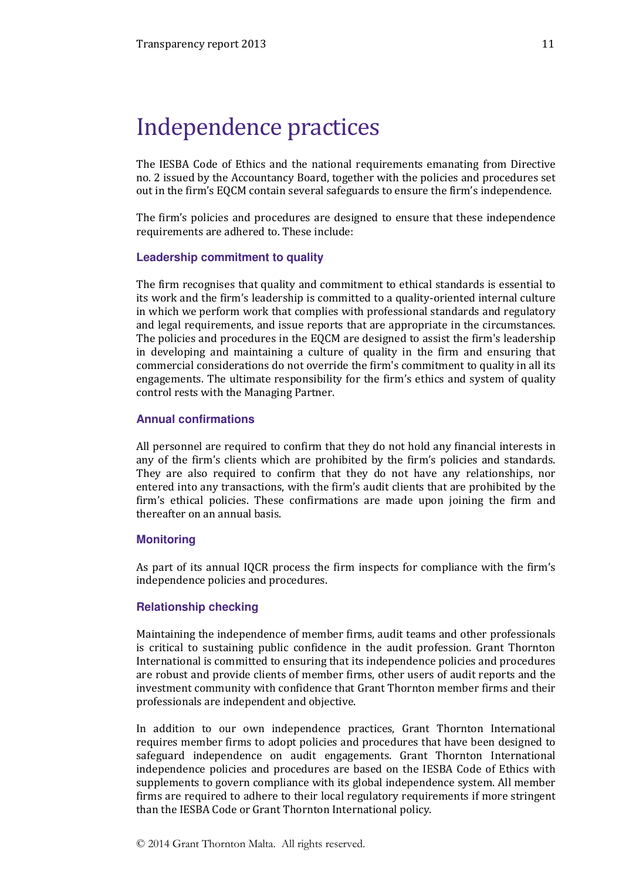# Independence practices

The IESBA Code of Ethics and the national requirements emanating from Directive no. 2 issued by the Accountancy Board, together with the policies and procedures set out in the firm's EQCM contain several safeguards to ensure the firm's independence.

The firm's policies and procedures are designed to ensure that these independence requirements are adhered to. These include:

### Leadership commitment to quality

The firm recognises that quality and commitment to ethical standards is essential to its work and the firm's leadership is committed to a quality-oriented internal culture in which we perform work that complies with professional standards and regulatory and legal requirements, and issue reports that are appropriate in the circumstances. The policies and procedures in the EQCM are designed to assist the firm's leadership in developing and maintaining a culture of quality in the firm and ensuring that commercial considerations do not override the firm's commitment to quality in all its engagements. The ultimate responsibility for the firm's ethics and system of quality control rests with the Managing Partner.

### Annual confirmations

All personnel are required to confirm that they do not hold any financial interests in any of the firm's clients which are prohibited by the firm's policies and standards. They are also required to confirm that they do not have any relationships, nor entered into any transactions, with the firm's audit clients that are prohibited by the firm's ethical policies. These confirmations are made upon joining the firm and thereafter on an annual basis.

### Monitoring

As part of its annual IQCR process the firm inspects for compliance with the firm's independence policies and procedures.

### Relationship checking

Maintaining the independence of member firms, audit teams and other professionals is critical to sustaining public confidence in the audit profession. Grant Thornton International is committed to ensuring that its independence policies and procedures are robust and provide clients of member firms, other users of audit reports and the investment community with confidence that Grant Thornton member firms and their professionals are independent and objective.

In addition to our own independence practices, Grant Thornton International requires member firms to adopt policies and procedures that have been designed to safeguard independence on audit engagements. Grant Thornton International independence policies and procedures are based on the IESBA Code of Ethics with supplements to govern compliance with its global independence system. All member firms are required to adhere to their local regulatory requirements if more stringent than the IESBA Code or Grant Thornton International policy.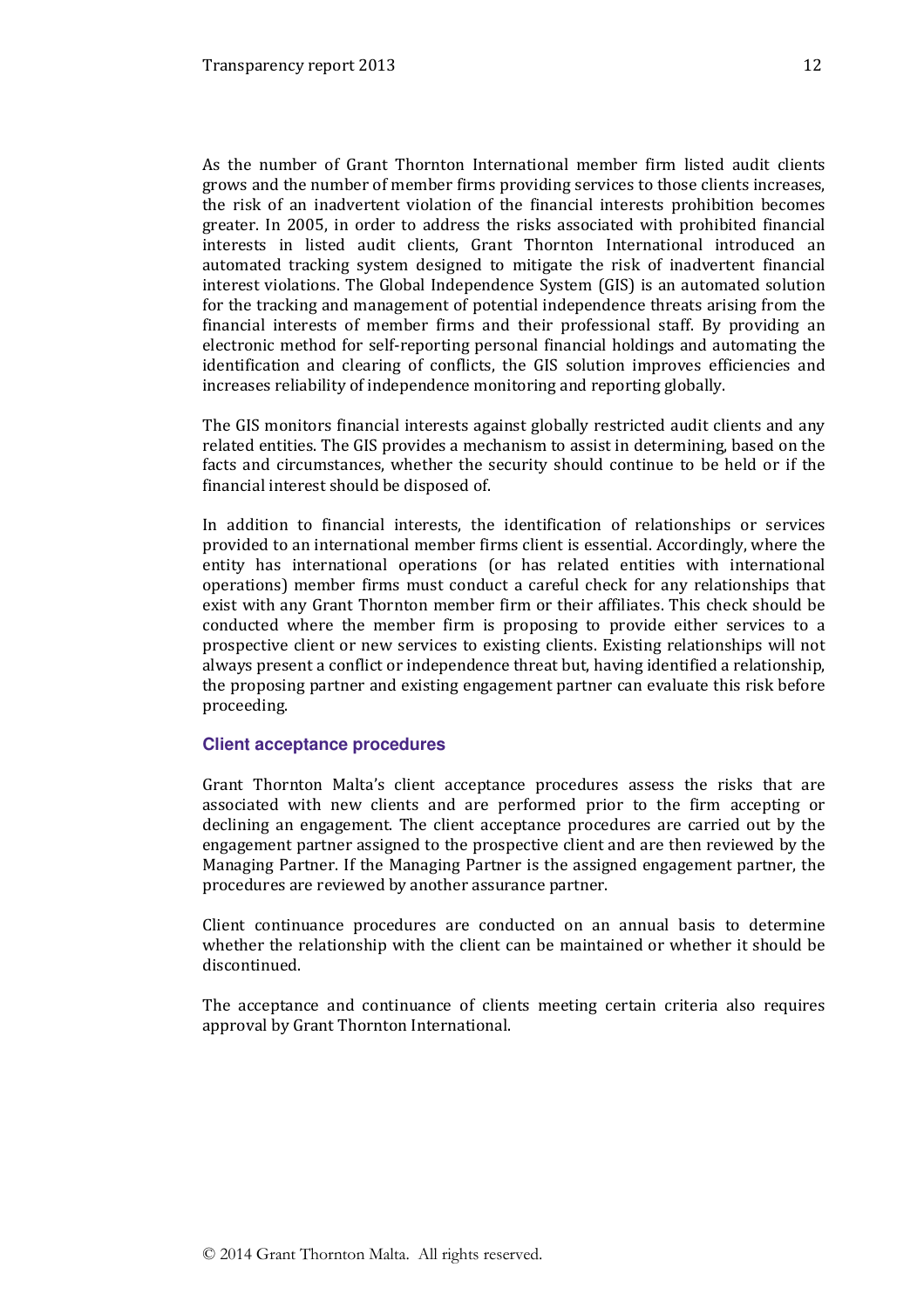As the number of Grant Thornton International member firm listed audit clients grows and the number of member firms providing services to those clients increases, the risk of an inadvertent violation of the financial interests prohibition becomes greater. In 2005, in order to address the risks associated with prohibited financial interests in listed audit clients, Grant Thornton International introduced an automated tracking system designed to mitigate the risk of inadvertent financial interest violations. The Global Independence System (GIS) is an automated solution for the tracking and management of potential independence threats arising from the financial interests of member firms and their professional staff. By providing an electronic method for self-reporting personal financial holdings and automating the identification and clearing of conflicts, the GIS solution improves efficiencies and increases reliability of independence monitoring and reporting globally.

The GIS monitors financial interests against globally restricted audit clients and any related entities. The GIS provides a mechanism to assist in determining, based on the facts and circumstances, whether the security should continue to be held or if the financial interest should be disposed of.

In addition to financial interests, the identification of relationships or services provided to an international member firms client is essential. Accordingly, where the entity has international operations (or has related entities with international operations) member firms must conduct a careful check for any relationships that exist with any Grant Thornton member firm or their affiliates. This check should be conducted where the member firm is proposing to provide either services to a prospective client or new services to existing clients. Existing relationships will not always present a conflict or independence threat but, having identified a relationship, the proposing partner and existing engagement partner can evaluate this risk before proceeding.

### Client acceptance procedures

Grant Thornton Malta's client acceptance procedures assess the risks that are associated with new clients and are performed prior to the firm accepting or declining an engagement. The client acceptance procedures are carried out by the engagement partner assigned to the prospective client and are then reviewed by the Managing Partner. If the Managing Partner is the assigned engagement partner, the procedures are reviewed by another assurance partner.

Client continuance procedures are conducted on an annual basis to determine whether the relationship with the client can be maintained or whether it should be discontinued.

The acceptance and continuance of clients meeting certain criteria also requires approval by Grant Thornton International.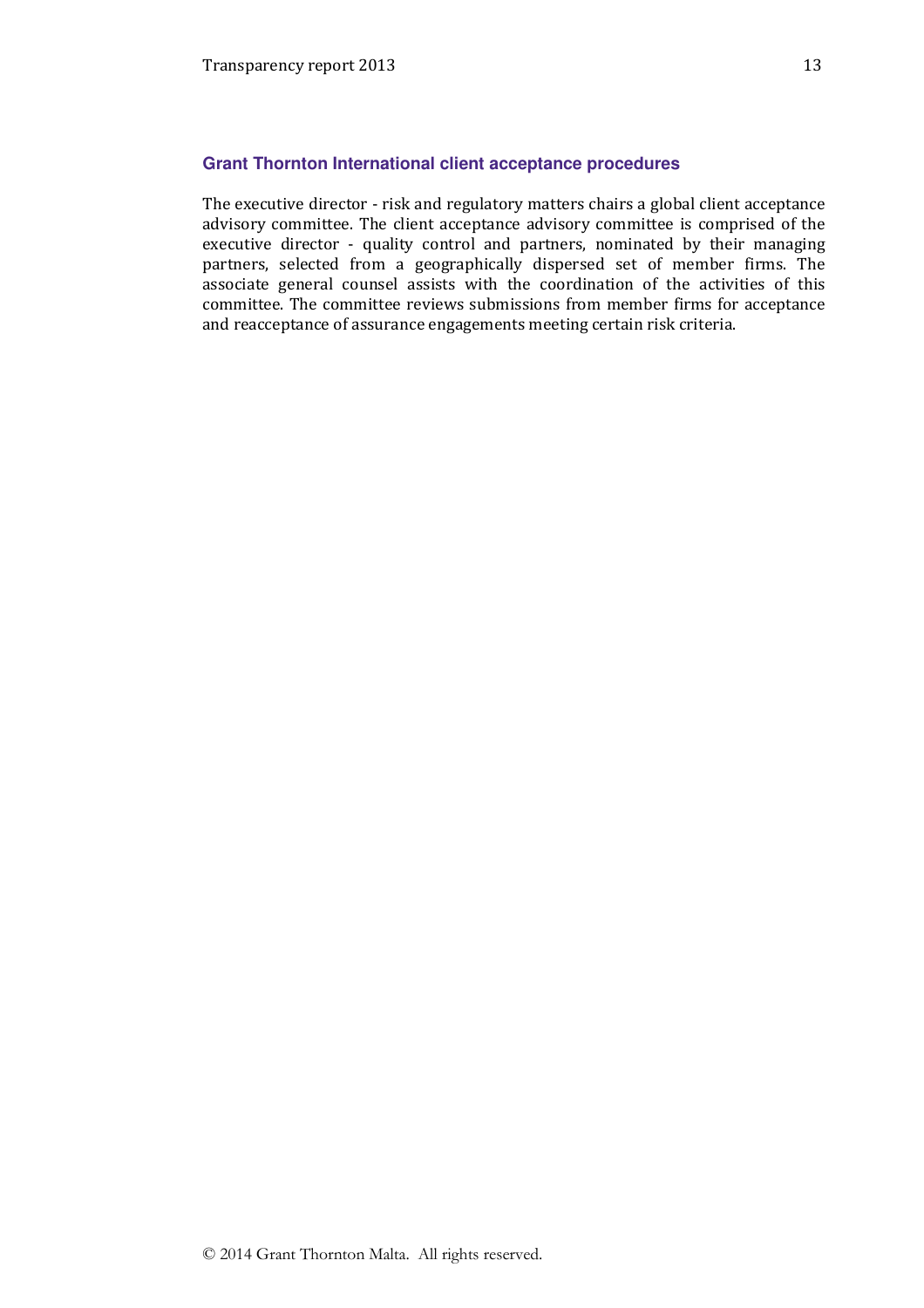### Grant Thornton International client acceptance procedures

The executive director - risk and regulatory matters chairs a global client acceptance advisory committee. The client acceptance advisory committee is comprised of the executive director - quality control and partners, nominated by their managing partners, selected from a geographically dispersed set of member firms. The associate general counsel assists with the coordination of the activities of this committee. The committee reviews submissions from member firms for acceptance and reacceptance of assurance engagements meeting certain risk criteria.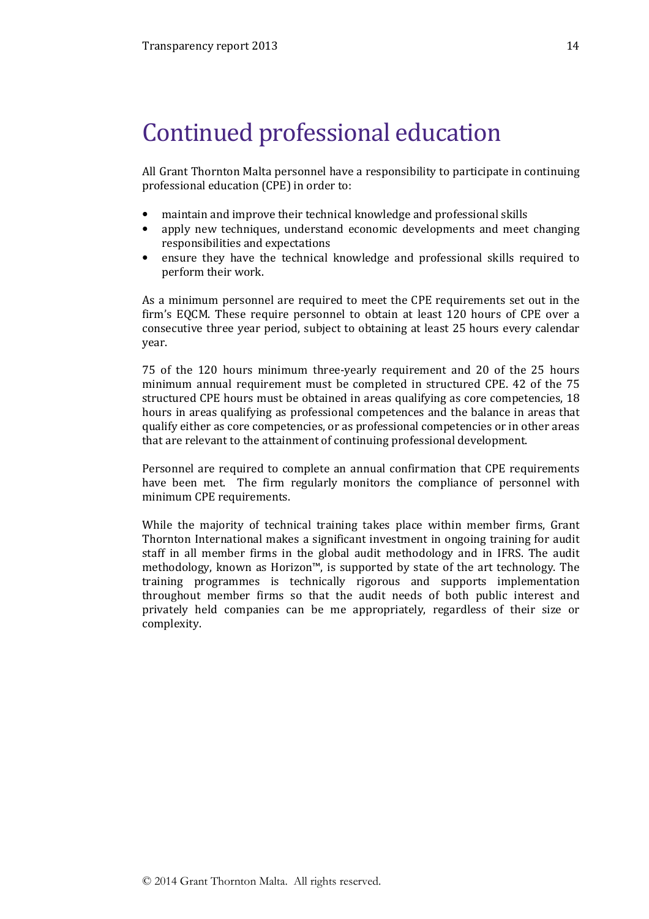# Continued professional education

All Grant Thornton Malta personnel have a responsibility to participate in continuing professional education (CPE) in order to:

- maintain and improve their technical knowledge and professional skills
- apply new techniques, understand economic developments and meet changing responsibilities and expectations
- ensure they have the technical knowledge and professional skills required to perform their work.

As a minimum personnel are required to meet the CPE requirements set out in the firm's EQCM. These require personnel to obtain at least 120 hours of CPE over a consecutive three year period, subject to obtaining at least 25 hours every calendar year.

75 of the 120 hours minimum three-yearly requirement and 20 of the 25 hours minimum annual requirement must be completed in structured CPE. 42 of the 75 structured CPE hours must be obtained in areas qualifying as core competencies, 18 hours in areas qualifying as professional competences and the balance in areas that qualify either as core competencies, or as professional competencies or in other areas that are relevant to the attainment of continuing professional development.

Personnel are required to complete an annual confirmation that CPE requirements have been met. The firm regularly monitors the compliance of personnel with minimum CPE requirements.

While the majority of technical training takes place within member firms, Grant Thornton International makes a significant investment in ongoing training for audit staff in all member firms in the global audit methodology and in IFRS. The audit methodology, known as Horizon™, is supported by state of the art technology. The training programmes is technically rigorous and supports implementation throughout member firms so that the audit needs of both public interest and privately held companies can be me appropriately, regardless of their size or complexity.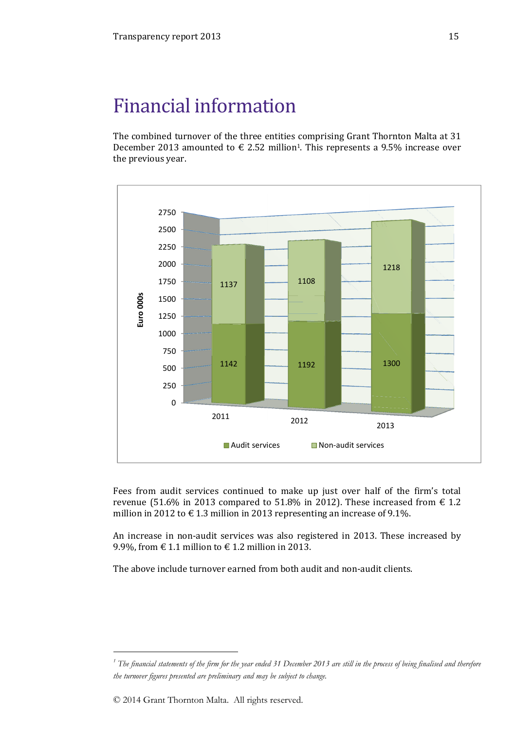# Financial information

The combined turnover of the three entities comprising Grant Thornton Malta at 31 December 2013 amounted to € 2.52 million[1]. This represents a 9.5% increase over the previous year.

| Euro 000s | 2011 | 2012 | 2013 |
|---|---|---|---|
| Audit services | 1142 | 1192 | 1300 |
| Non-audit services | 1137 | 1108 | 1218 |

Fees from audit services continued to make up just over half of the firm's total revenue (51.6% in 2013 compared to 51.8% in 2012). These increased from € 1.2 million in 2012 to € 1.3 million in 2013 representing an increase of 9.1%.

An increase in non-audit services was also registered in 2013. These increased by 9.9%, from € 1.1 million to € 1.2 million in 2013.

The above include turnover earned from both audit and non-audit clients.

[1] *The financial statements of the firm for the year ended 31 December 2013 are still in the process of being finalised and therefore the turnover figures presented are preliminary and may be subject to change.*

© 2014 Grant Thornton Malta. All rights reserved.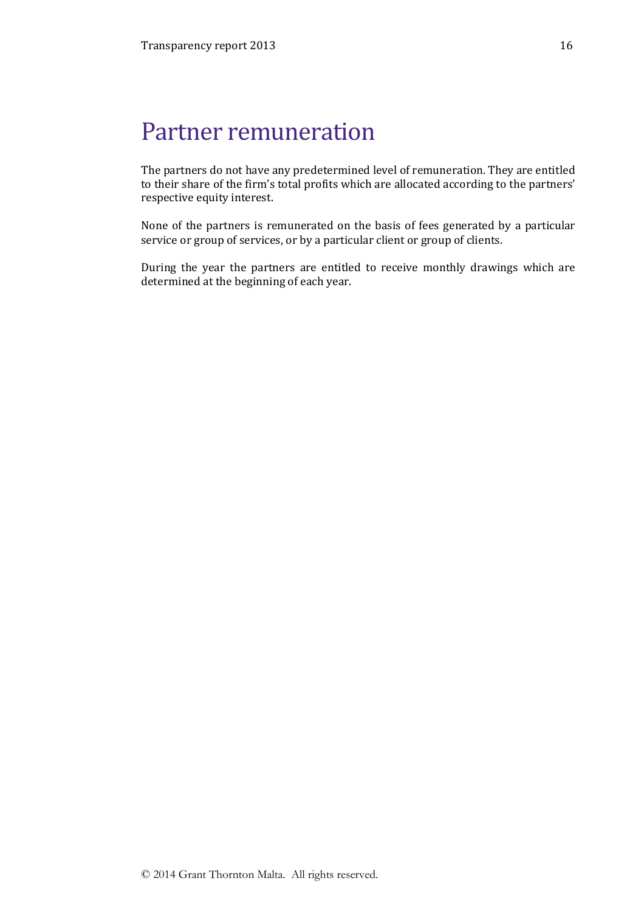# Partner remuneration

The partners do not have any predetermined level of remuneration. They are entitled to their share of the firm's total profits which are allocated according to the partners' respective equity interest.

None of the partners is remunerated on the basis of fees generated by a particular service or group of services, or by a particular client or group of clients.

During the year the partners are entitled to receive monthly drawings which are determined at the beginning of each year.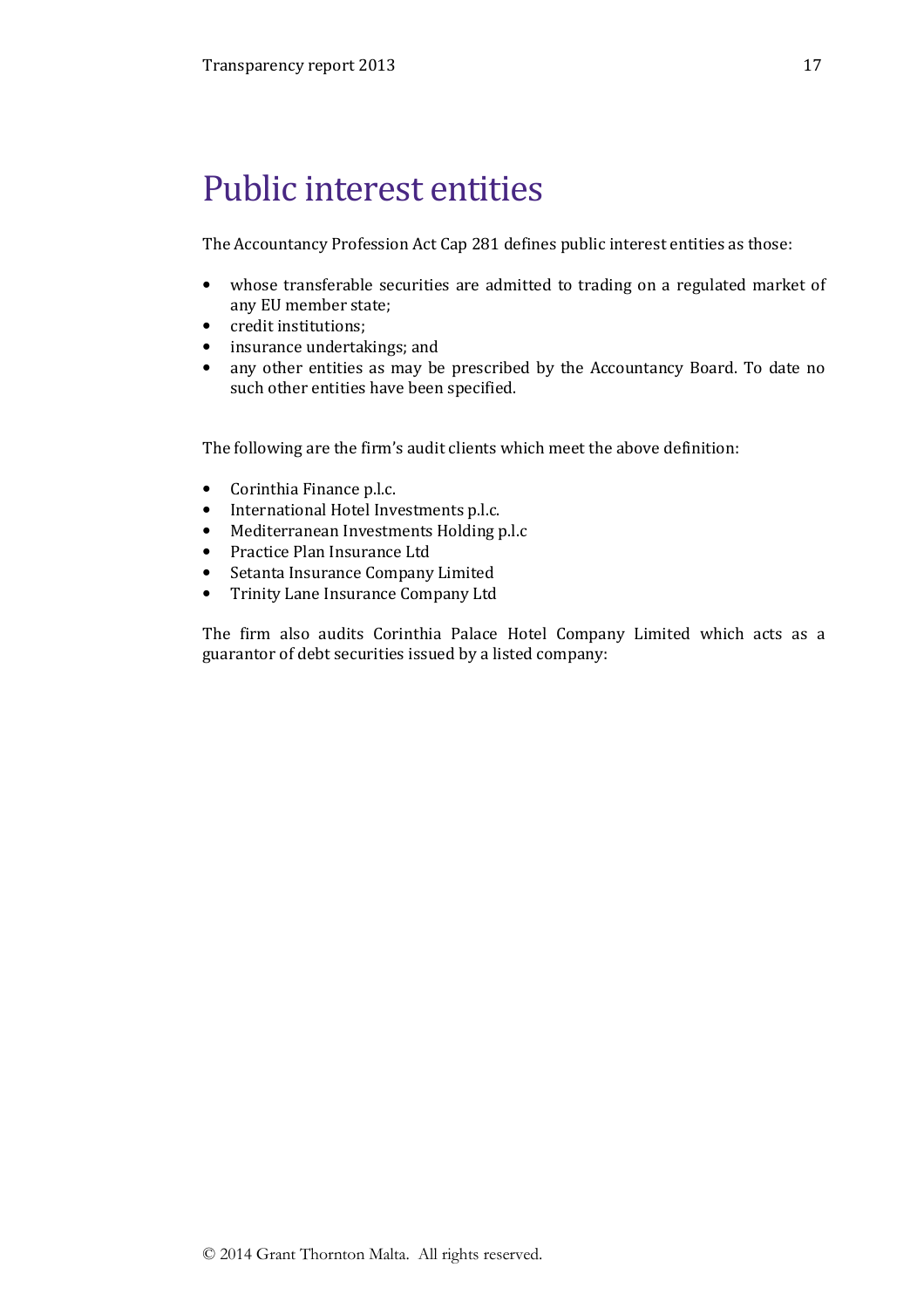# Public interest entities

The Accountancy Profession Act Cap 281 defines public interest entities as those:

- whose transferable securities are admitted to trading on a regulated market of any EU member state;
- credit institutions;
- insurance undertakings; and
- any other entities as may be prescribed by the Accountancy Board. To date no such other entities have been specified.

The following are the firm's audit clients which meet the above definition:

- Corinthia Finance p.l.c.
- International Hotel Investments p.l.c.
- Mediterranean Investments Holding p.l.c
- Practice Plan Insurance Ltd
- Setanta Insurance Company Limited
- Trinity Lane Insurance Company Ltd

The firm also audits Corinthia Palace Hotel Company Limited which acts as a guarantor of debt securities issued by a listed company:

© 2014 Grant Thornton Malta. All rights reserved.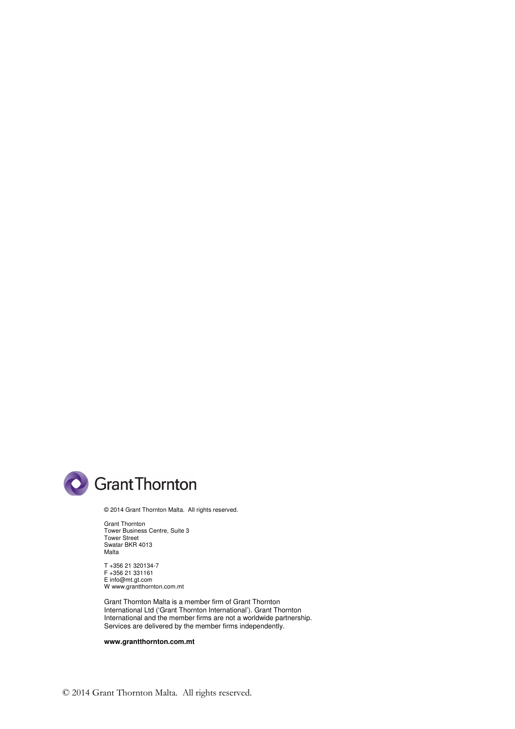Grant Thornton

© 2014 Grant Thornton Malta. All rights reserved.

Grant Thornton
Tower Business Centre, Suite 3
Tower Street
Swatar BKR 4013
Malta

T +356 21 320134-7
F +356 21 331161
E info@mt.gt.com
W www.grantthornton.com.mt

Grant Thornton Malta is a member firm of Grant Thornton International Ltd ('Grant Thornton International'). Grant Thornton International and the member firms are not a worldwide partnership. Services are delivered by the member firms independently.

**www.grantthornton.com.mt**